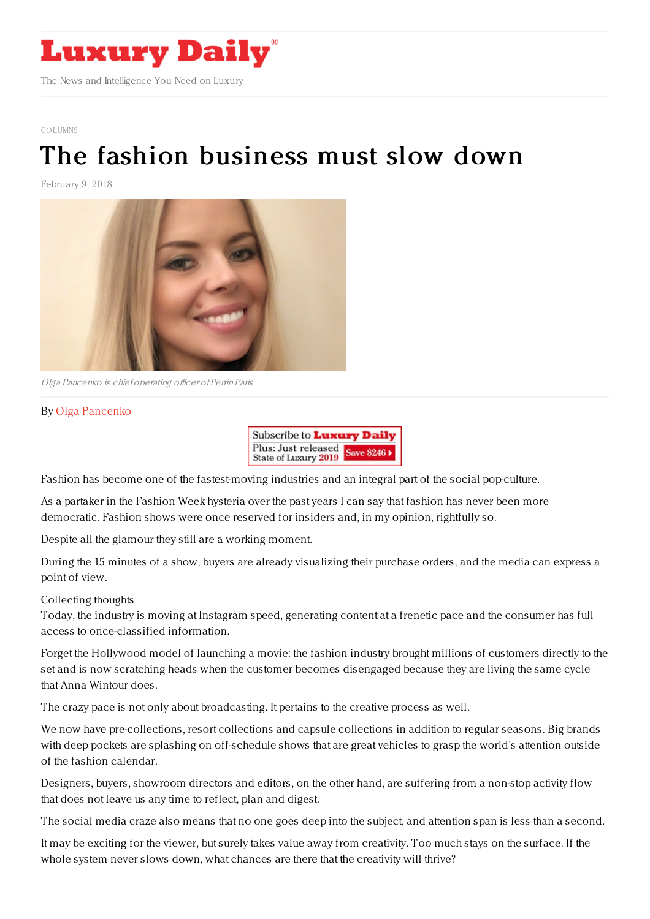# Luxury Daily

The News and Intelligence You Need on Luxury

COLUMNS

## The fashion business must slow down

February 9, 2018

*Olga Pancenko is chief operating officer of Perrin Paris*

By Olga Pancenko

Fashion has become one of the fastest-moving industries and an integral part of the social pop-culture.

As a partaker in the Fashion Week hysteria over the past years I can say that fashion has never been more democratic. Fashion shows were once reserved for insiders and, in my opinion, rightfully so.

Despite all the glamour they still are a working moment.

During the 15 minutes of a show, buyers are already visualizing their purchase orders, and the media can express a point of view.

Collecting thoughts

Today, the industry is moving at Instagram speed, generating content at a frenetic pace and the consumer has full access to once-classified information.

Forget the Hollywood model of launching a movie: the fashion industry brought millions of customers directly to the set and is now scratching heads when the customer becomes disengaged because they are living the same cycle that Anna Wintour does.

The crazy pace is not only about broadcasting. It pertains to the creative process as well.

We now have pre-collections, resort collections and capsule collections in addition to regular seasons. Big brands with deep pockets are splashing on off-schedule shows that are great vehicles to grasp the world's attention outside of the fashion calendar.

Designers, buyers, showroom directors and editors, on the other hand, are suffering from a non-stop activity flow that does not leave us any time to reflect, plan and digest.

The social media craze also means that no one goes deep into the subject, and attention span is less than a second.

It may be exciting for the viewer, but surely takes value away from creativity. Too much stays on the surface. If the whole system never slows down, what chances are there that the creativity will thrive?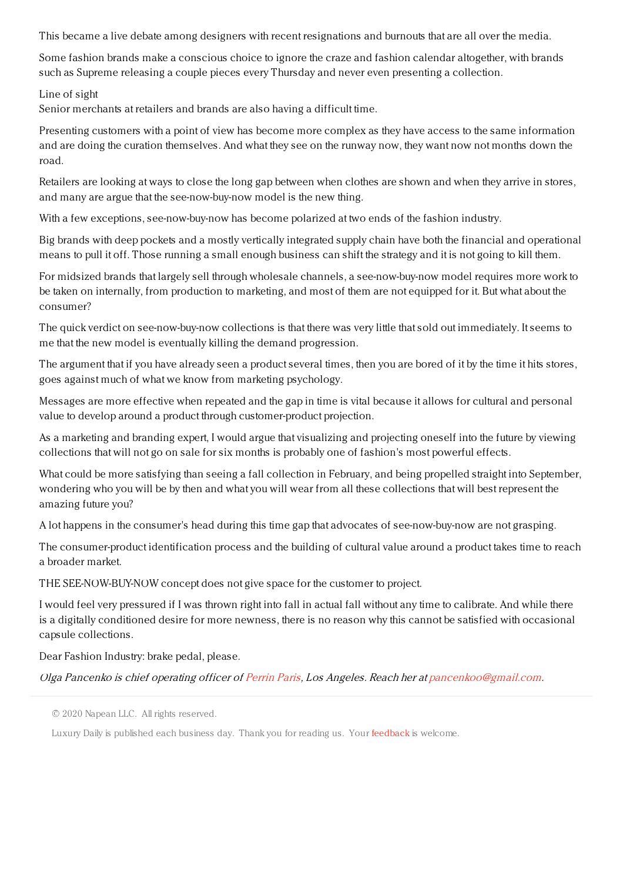This became a live debate among designers with recent resignations and burnouts that are all over the media.

Some fashion brands make a conscious choice to ignore the craze and fashion calendar altogether, with brands such as Supreme releasing a couple pieces every Thursday and never even presenting a collection.

Line of sight

Senior merchants at retailers and brands are also having a difficult time.

Presenting customers with a point of view has become more complex as they have access to the same information and are doing the curation themselves. And what they see on the runway now, they want now not months down the road.

Retailers are looking at ways to close the long gap between when clothes are shown and when they arrive in stores, and many are argue that the see-now-buy-now model is the new thing.

With a few exceptions, see-now-buy-now has become polarized at two ends of the fashion industry.

Big brands with deep pockets and a mostly vertically integrated supply chain have both the financial and operational means to pull it off. Those running a small enough business can shift the strategy and it is not going to kill them.

For midsized brands that largely sell through wholesale channels, a see-now-buy-now model requires more work to be taken on internally, from production to marketing, and most of them are not equipped for it. But what about the consumer?

The quick verdict on see-now-buy-now collections is that there was very little that sold out immediately. It seems to me that the new model is eventually killing the demand progression.

The argument that if you have already seen a product several times, then you are bored of it by the time it hits stores, goes against much of what we know from marketing psychology.

Messages are more effective when repeated and the gap in time is vital because it allows for cultural and personal value to develop around a product through customer-product projection.

As a marketing and branding expert, I would argue that visualizing and projecting oneself into the future by viewing collections that will not go on sale for six months is probably one of fashion's most powerful effects.

What could be more satisfying than seeing a fall collection in February, and being propelled straight into September, wondering who you will be by then and what you will wear from all these collections that will best represent the amazing future you?

A lot happens in the consumer's head during this time gap that advocates of see-now-buy-now are not grasping.

The consumer-product identification process and the building of cultural value around a product takes time to reach a broader market.

THE SEE-NOW-BUY-NOW concept does not give space for the customer to project.

I would feel very pressured if I was thrown right into fall in actual fall without any time to calibrate. And while there is a digitally conditioned desire for more newness, there is no reason why this cannot be satisfied with occasional capsule collections.

Dear Fashion Industry: brake pedal, please.

*Olga Pancenko is chief operating officer of Perrin Paris, Los Angeles. Reach her at pancenkoo@gmail.com.*

© 2020 Napean LLC. All rights reserved.

Luxury Daily is published each business day. Thank you for reading us. Your feedback is welcome.